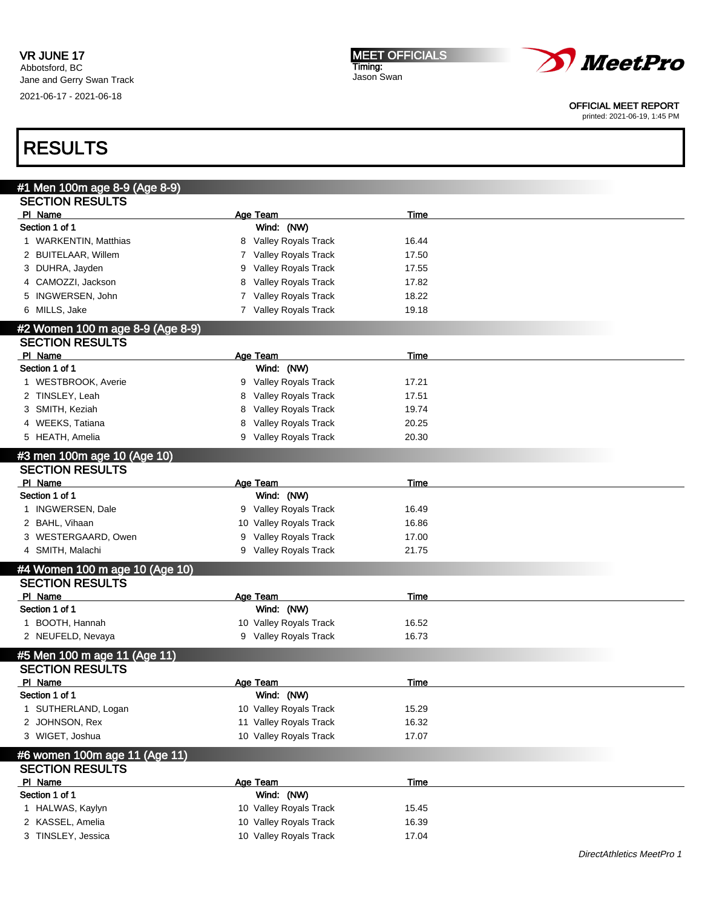VR JUNE 17
Abbotsford, BC
Jane and Gerry Swan Track
2021-06-17 - 2021-06-18

**MEET OFFICIALS**
Timing:
Jason Swan

OFFICIAL MEET REPORT
printed: 2021-06-19, 1:45 PM

# RESULTS

## #1 Men 100m age 8-9 (Age 8-9)

### SECTION RESULTS

| Pl | Name | Age | Team | Time |
|---|---|---|---|---|
| **Section 1 of 1** | | | **Wind: (NW)** | |
| 1 | WARKENTIN, Matthias | 8 | Valley Royals Track | 16.44 |
| 2 | BUITELAAR, Willem | 7 | Valley Royals Track | 17.50 |
| 3 | DUHRA, Jayden | 9 | Valley Royals Track | 17.55 |
| 4 | CAMOZZI, Jackson | 8 | Valley Royals Track | 17.82 |
| 5 | INGWERSEN, John | 7 | Valley Royals Track | 18.22 |
| 6 | MILLS, Jake | 7 | Valley Royals Track | 19.18 |

## #2 Women 100 m age 8-9 (Age 8-9)

### SECTION RESULTS

| Pl | Name | Age | Team | Time |
|---|---|---|---|---|
| **Section 1 of 1** | | | **Wind: (NW)** | |
| 1 | WESTBROOK, Averie | 9 | Valley Royals Track | 17.21 |
| 2 | TINSLEY, Leah | 8 | Valley Royals Track | 17.51 |
| 3 | SMITH, Keziah | 8 | Valley Royals Track | 19.74 |
| 4 | WEEKS, Tatiana | 8 | Valley Royals Track | 20.25 |
| 5 | HEATH, Amelia | 9 | Valley Royals Track | 20.30 |

## #3 men 100m age 10 (Age 10)

### SECTION RESULTS

| Pl | Name | Age | Team | Time |
|---|---|---|---|---|
| **Section 1 of 1** | | | **Wind: (NW)** | |
| 1 | INGWERSEN, Dale | 9 | Valley Royals Track | 16.49 |
| 2 | BAHL, Vihaan | 10 | Valley Royals Track | 16.86 |
| 3 | WESTERGAARD, Owen | 9 | Valley Royals Track | 17.00 |
| 4 | SMITH, Malachi | 9 | Valley Royals Track | 21.75 |

## #4 Women 100 m age 10 (Age 10)

### SECTION RESULTS

| Pl | Name | Age | Team | Time |
|---|---|---|---|---|
| **Section 1 of 1** | | | **Wind: (NW)** | |
| 1 | BOOTH, Hannah | 10 | Valley Royals Track | 16.52 |
| 2 | NEUFELD, Nevaya | 9 | Valley Royals Track | 16.73 |

## #5 Men 100 m age 11 (Age 11)

### SECTION RESULTS

| Pl | Name | Age | Team | Time |
|---|---|---|---|---|
| **Section 1 of 1** | | | **Wind: (NW)** | |
| 1 | SUTHERLAND, Logan | 10 | Valley Royals Track | 15.29 |
| 2 | JOHNSON, Rex | 11 | Valley Royals Track | 16.32 |
| 3 | WIGET, Joshua | 10 | Valley Royals Track | 17.07 |

## #6 women 100m age 11 (Age 11)

### SECTION RESULTS

| Pl | Name | Age | Team | Time |
|---|---|---|---|---|
| **Section 1 of 1** | | | **Wind: (NW)** | |
| 1 | HALWAS, Kaylyn | 10 | Valley Royals Track | 15.45 |
| 2 | KASSEL, Amelia | 10 | Valley Royals Track | 16.39 |
| 3 | TINSLEY, Jessica | 10 | Valley Royals Track | 17.04 |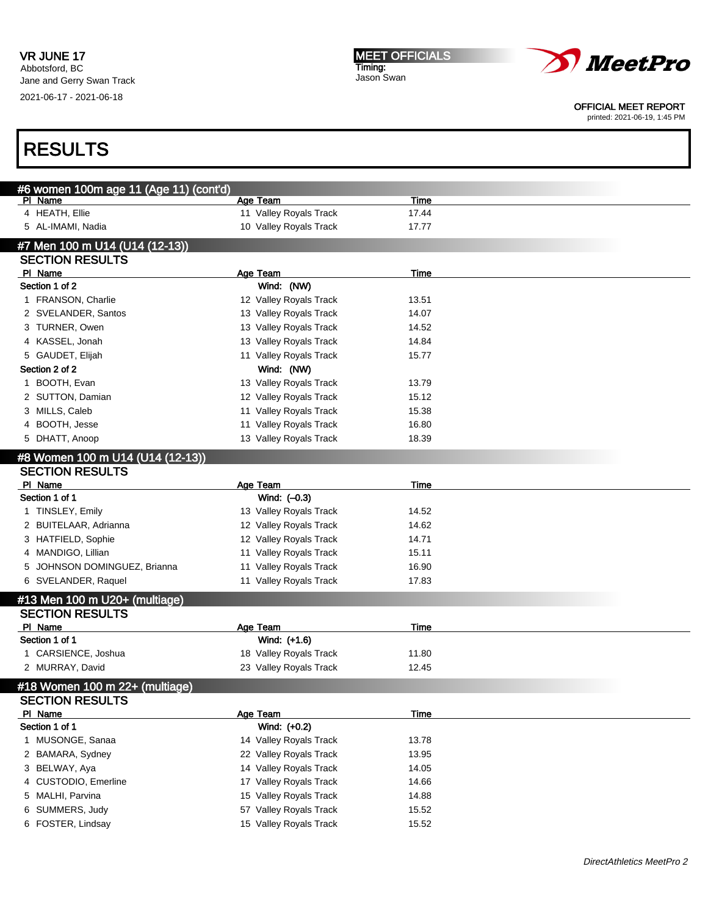## RESULTS

### #6 women 100m age 11 (Age 11) (cont'd)

| Pl | Name | Age | Team | Time |
|---|---|---|---|---|
| 4 | HEATH, Ellie | 11 | Valley Royals Track | 17.44 |
| 5 | AL-IMAMI, Nadia | 10 | Valley Royals Track | 17.77 |

### #7 Men 100 m U14 (U14 (12-13))

**SECTION RESULTS**

| Pl | Name | Age | Team | Time |
|---|---|---|---|---|
| **Section 1 of 2** | | Wind: (NW) | | |
| 1 | FRANSON, Charlie | 12 | Valley Royals Track | 13.51 |
| 2 | SVELANDER, Santos | 13 | Valley Royals Track | 14.07 |
| 3 | TURNER, Owen | 13 | Valley Royals Track | 14.52 |
| 4 | KASSEL, Jonah | 13 | Valley Royals Track | 14.84 |
| 5 | GAUDET, Elijah | 11 | Valley Royals Track | 15.77 |
| **Section 2 of 2** | | Wind: (NW) | | |
| 1 | BOOTH, Evan | 13 | Valley Royals Track | 13.79 |
| 2 | SUTTON, Damian | 12 | Valley Royals Track | 15.12 |
| 3 | MILLS, Caleb | 11 | Valley Royals Track | 15.38 |
| 4 | BOOTH, Jesse | 11 | Valley Royals Track | 16.80 |
| 5 | DHATT, Anoop | 13 | Valley Royals Track | 18.39 |

### #8 Women 100 m U14 (U14 (12-13))

**SECTION RESULTS**

| Pl | Name | Age | Team | Time |
|---|---|---|---|---|
| **Section 1 of 1** | | Wind: (–0.3) | | |
| 1 | TINSLEY, Emily | 13 | Valley Royals Track | 14.52 |
| 2 | BUITELAAR, Adrianna | 12 | Valley Royals Track | 14.62 |
| 3 | HATFIELD, Sophie | 12 | Valley Royals Track | 14.71 |
| 4 | MANDIGO, Lillian | 11 | Valley Royals Track | 15.11 |
| 5 | JOHNSON DOMINGUEZ, Brianna | 11 | Valley Royals Track | 16.90 |
| 6 | SVELANDER, Raquel | 11 | Valley Royals Track | 17.83 |

### #13 Men 100 m U20+ (multiage)

**SECTION RESULTS**

| Pl | Name | Age | Team | Time |
|---|---|---|---|---|
| **Section 1 of 1** | | Wind: (+1.6) | | |
| 1 | CARSIENCE, Joshua | 18 | Valley Royals Track | 11.80 |
| 2 | MURRAY, David | 23 | Valley Royals Track | 12.45 |

### #18 Women 100 m 22+ (multiage)

**SECTION RESULTS**

| Pl | Name | Age | Team | Time |
|---|---|---|---|---|
| **Section 1 of 1** | | Wind: (+0.2) | | |
| 1 | MUSONGE, Sanaa | 14 | Valley Royals Track | 13.78 |
| 2 | BAMARA, Sydney | 22 | Valley Royals Track | 13.95 |
| 3 | BELWAY, Aya | 14 | Valley Royals Track | 14.05 |
| 4 | CUSTODIO, Emerline | 17 | Valley Royals Track | 14.66 |
| 5 | MALHI, Parvina | 15 | Valley Royals Track | 14.88 |
| 6 | SUMMERS, Judy | 57 | Valley Royals Track | 15.52 |
| 6 | FOSTER, Lindsay | 15 | Valley Royals Track | 15.52 |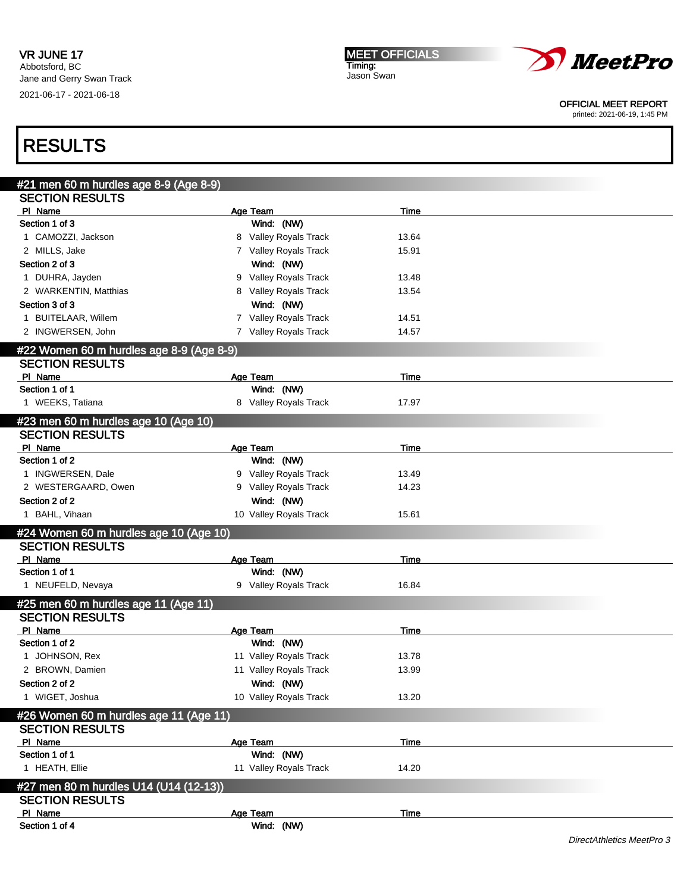# RESULTS

## #21 men 60 m hurdles age 8-9 (Age 8-9)

### SECTION RESULTS

| Pl | Name | Age | Team | Time |
|---|---|---|---|---|
| **Section 1 of 3** | | | **Wind: (NW)** | |
| 1 | CAMOZZI, Jackson | 8 | Valley Royals Track | 13.64 |
| 2 | MILLS, Jake | 7 | Valley Royals Track | 15.91 |
| **Section 2 of 3** | | | **Wind: (NW)** | |
| 1 | DUHRA, Jayden | 9 | Valley Royals Track | 13.48 |
| 2 | WARKENTIN, Matthias | 8 | Valley Royals Track | 13.54 |
| **Section 3 of 3** | | | **Wind: (NW)** | |
| 1 | BUITELAAR, Willem | 7 | Valley Royals Track | 14.51 |
| 2 | INGWERSEN, John | 7 | Valley Royals Track | 14.57 |

## #22 Women 60 m hurdles age 8-9 (Age 8-9)

### SECTION RESULTS

| Pl | Name | Age | Team | Time |
|---|---|---|---|---|
| **Section 1 of 1** | | | **Wind: (NW)** | |
| 1 | WEEKS, Tatiana | 8 | Valley Royals Track | 17.97 |

## #23 men 60 m hurdles age 10 (Age 10)

### SECTION RESULTS

| Pl | Name | Age | Team | Time |
|---|---|---|---|---|
| **Section 1 of 2** | | | **Wind: (NW)** | |
| 1 | INGWERSEN, Dale | 9 | Valley Royals Track | 13.49 |
| 2 | WESTERGAARD, Owen | 9 | Valley Royals Track | 14.23 |
| **Section 2 of 2** | | | **Wind: (NW)** | |
| 1 | BAHL, Vihaan | 10 | Valley Royals Track | 15.61 |

## #24 Women 60 m hurdles age 10 (Age 10)

### SECTION RESULTS

| Pl | Name | Age | Team | Time |
|---|---|---|---|---|
| **Section 1 of 1** | | | **Wind: (NW)** | |
| 1 | NEUFELD, Nevaya | 9 | Valley Royals Track | 16.84 |

## #25 men 60 m hurdles age 11 (Age 11)

### SECTION RESULTS

| Pl | Name | Age | Team | Time |
|---|---|---|---|---|
| **Section 1 of 2** | | | **Wind: (NW)** | |
| 1 | JOHNSON, Rex | 11 | Valley Royals Track | 13.78 |
| 2 | BROWN, Damien | 11 | Valley Royals Track | 13.99 |
| **Section 2 of 2** | | | **Wind: (NW)** | |
| 1 | WIGET, Joshua | 10 | Valley Royals Track | 13.20 |

## #26 Women 60 m hurdles age 11 (Age 11)

### SECTION RESULTS

| Pl | Name | Age | Team | Time |
|---|---|---|---|---|
| **Section 1 of 1** | | | **Wind: (NW)** | |
| 1 | HEATH, Ellie | 11 | Valley Royals Track | 14.20 |

## #27 men 80 m hurdles U14 (U14 (12-13))

### SECTION RESULTS

| Pl | Name | Age | Team | Time |
|---|---|---|---|---|
| **Section 1 of 4** | | | **Wind: (NW)** | |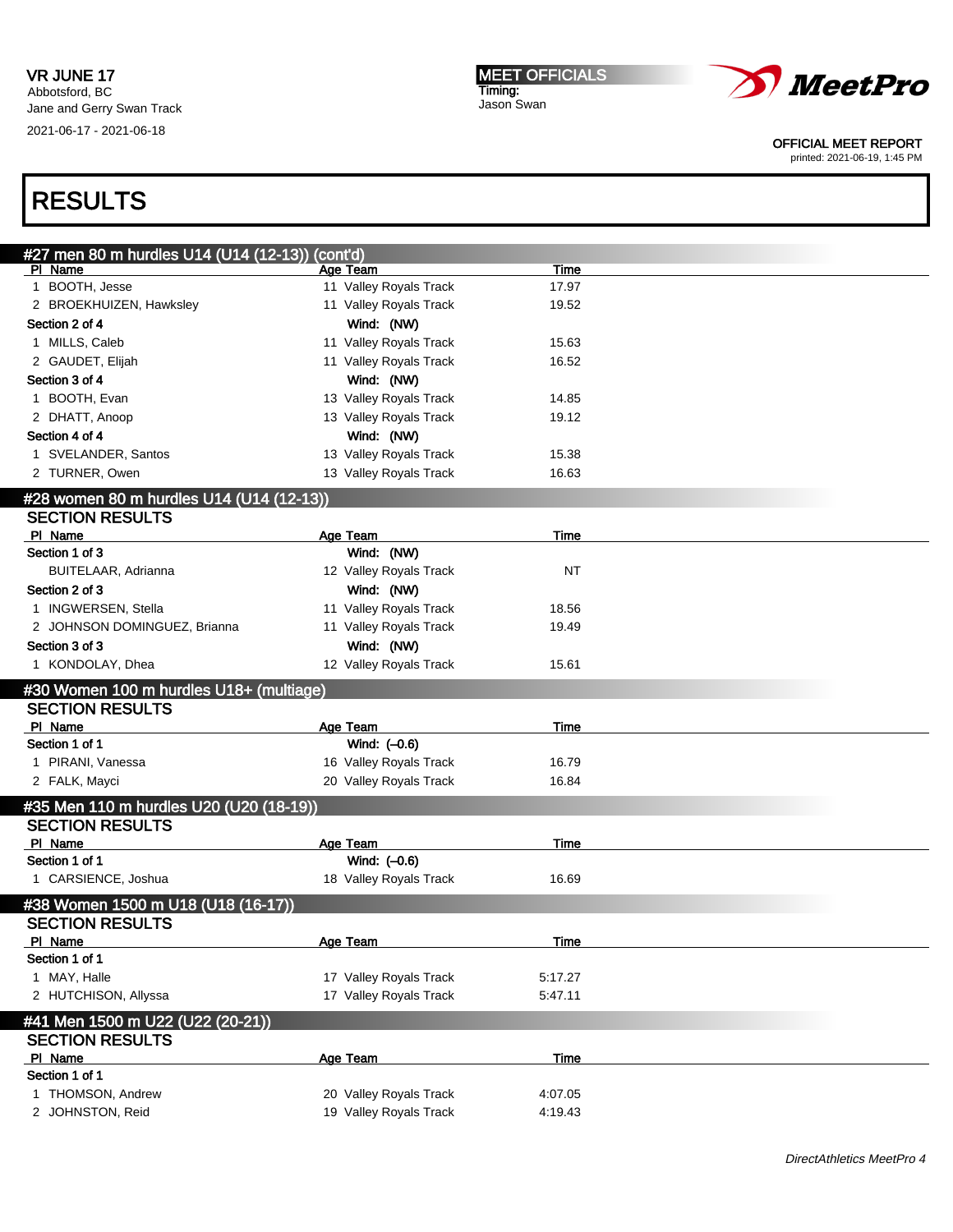## RESULTS

### #27 men 80 m hurdles U14 (U14 (12-13)) (cont'd)

| Pl | Name | Age | Team | Time |
|---|---|---|---|---|
| 1 | BOOTH, Jesse | 11 | Valley Royals Track | 17.97 |
| 2 | BROEKHUIZEN, Hawksley | 11 | Valley Royals Track | 19.52 |
| **Section 2 of 4** | | | **Wind: (NW)** | |
| 1 | MILLS, Caleb | 11 | Valley Royals Track | 15.63 |
| 2 | GAUDET, Elijah | 11 | Valley Royals Track | 16.52 |
| **Section 3 of 4** | | | **Wind: (NW)** | |
| 1 | BOOTH, Evan | 13 | Valley Royals Track | 14.85 |
| 2 | DHATT, Anoop | 13 | Valley Royals Track | 19.12 |
| **Section 4 of 4** | | | **Wind: (NW)** | |
| 1 | SVELANDER, Santos | 13 | Valley Royals Track | 15.38 |
| 2 | TURNER, Owen | 13 | Valley Royals Track | 16.63 |

### #28 women 80 m hurdles U14 (U14 (12-13))

**SECTION RESULTS**

| Pl | Name | Age | Team | Time |
|---|---|---|---|---|
| **Section 1 of 3** | | | **Wind: (NW)** | |
| | BUITELAAR, Adrianna | 12 | Valley Royals Track | NT |
| **Section 2 of 3** | | | **Wind: (NW)** | |
| 1 | INGWERSEN, Stella | 11 | Valley Royals Track | 18.56 |
| 2 | JOHNSON DOMINGUEZ, Brianna | 11 | Valley Royals Track | 19.49 |
| **Section 3 of 3** | | | **Wind: (NW)** | |
| 1 | KONDOLAY, Dhea | 12 | Valley Royals Track | 15.61 |

### #30 Women 100 m hurdles U18+ (multiage)

**SECTION RESULTS**

| Pl | Name | Age | Team | Time |
|---|---|---|---|---|
| **Section 1 of 1** | | | **Wind: (–0.6)** | |
| 1 | PIRANI, Vanessa | 16 | Valley Royals Track | 16.79 |
| 2 | FALK, Mayci | 20 | Valley Royals Track | 16.84 |

### #35 Men 110 m hurdles U20 (U20 (18-19))

**SECTION RESULTS**

| Pl | Name | Age | Team | Time |
|---|---|---|---|---|
| **Section 1 of 1** | | | **Wind: (–0.6)** | |
| 1 | CARSIENCE, Joshua | 18 | Valley Royals Track | 16.69 |

### #38 Women 1500 m U18 (U18 (16-17))

**SECTION RESULTS**

| Pl | Name | Age | Team | Time |
|---|---|---|---|---|
| **Section 1 of 1** | | | | |
| 1 | MAY, Halle | 17 | Valley Royals Track | 5:17.27 |
| 2 | HUTCHISON, Allyssa | 17 | Valley Royals Track | 5:47.11 |

### #41 Men 1500 m U22 (U22 (20-21))

**SECTION RESULTS**

| Pl | Name | Age | Team | Time |
|---|---|---|---|---|
| **Section 1 of 1** | | | | |
| 1 | THOMSON, Andrew | 20 | Valley Royals Track | 4:07.05 |
| 2 | JOHNSTON, Reid | 19 | Valley Royals Track | 4:19.43 |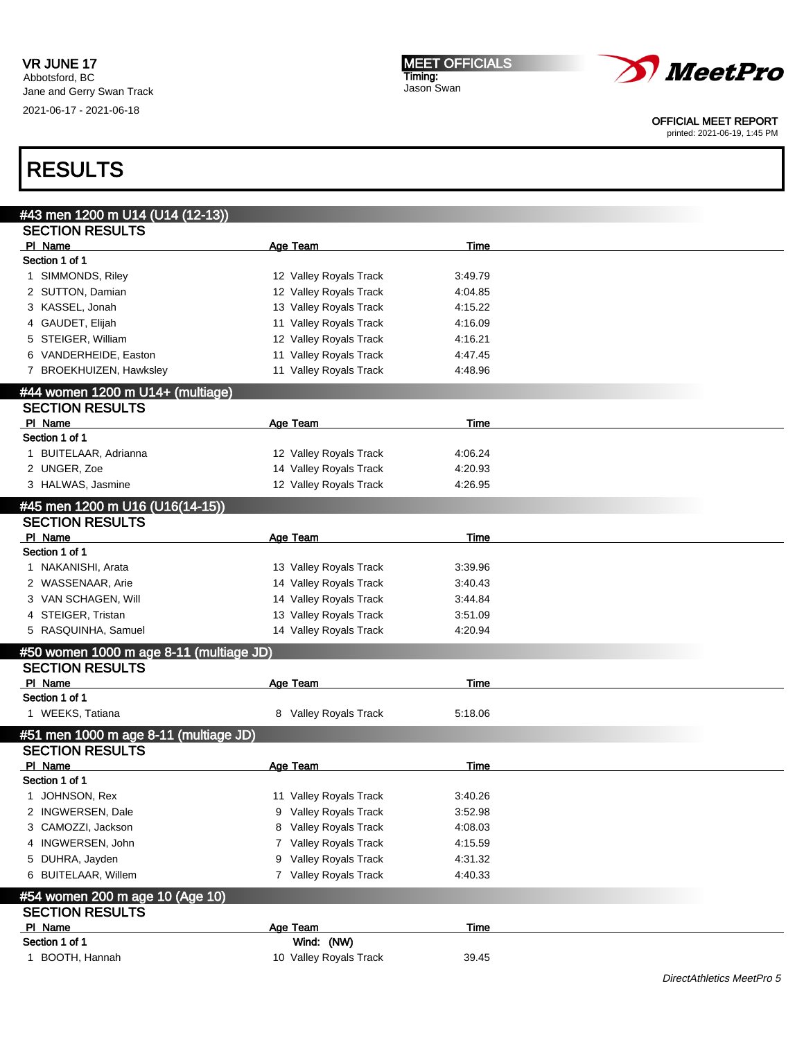VR JUNE 17
Abbotsford, BC
Jane and Gerry Swan Track
2021-06-17 - 2021-06-18

**MEET OFFICIALS**
Timing:
Jason Swan

OFFICIAL MEET REPORT
printed: 2021-06-19, 1:45 PM

# RESULTS

## #43 men 1200 m U14 (U14 (12-13))

### SECTION RESULTS

Section 1 of 1

| Pl | Name | Age | Team | Time |
|---|---|---|---|---|
| 1 | SIMMONDS, Riley | 12 | Valley Royals Track | 3:49.79 |
| 2 | SUTTON, Damian | 12 | Valley Royals Track | 4:04.85 |
| 3 | KASSEL, Jonah | 13 | Valley Royals Track | 4:15.22 |
| 4 | GAUDET, Elijah | 11 | Valley Royals Track | 4:16.09 |
| 5 | STEIGER, William | 12 | Valley Royals Track | 4:16.21 |
| 6 | VANDERHEIDE, Easton | 11 | Valley Royals Track | 4:47.45 |
| 7 | BROEKHUIZEN, Hawksley | 11 | Valley Royals Track | 4:48.96 |

## #44 women 1200 m U14+ (multiage)

### SECTION RESULTS

Section 1 of 1

| Pl | Name | Age | Team | Time |
|---|---|---|---|---|
| 1 | BUITELAAR, Adrianna | 12 | Valley Royals Track | 4:06.24 |
| 2 | UNGER, Zoe | 14 | Valley Royals Track | 4:20.93 |
| 3 | HALWAS, Jasmine | 12 | Valley Royals Track | 4:26.95 |

## #45 men 1200 m U16 (U16(14-15))

### SECTION RESULTS

Section 1 of 1

| Pl | Name | Age | Team | Time |
|---|---|---|---|---|
| 1 | NAKANISHI, Arata | 13 | Valley Royals Track | 3:39.96 |
| 2 | WASSENAAR, Arie | 14 | Valley Royals Track | 3:40.43 |
| 3 | VAN SCHAGEN, Will | 14 | Valley Royals Track | 3:44.84 |
| 4 | STEIGER, Tristan | 13 | Valley Royals Track | 3:51.09 |
| 5 | RASQUINHA, Samuel | 14 | Valley Royals Track | 4:20.94 |

## #50 women 1000 m age 8-11 (multiage JD)

### SECTION RESULTS

Section 1 of 1

| Pl | Name | Age | Team | Time |
|---|---|---|---|---|
| 1 | WEEKS, Tatiana | 8 | Valley Royals Track | 5:18.06 |

## #51 men 1000 m age 8-11 (multiage JD)

### SECTION RESULTS

Section 1 of 1

| Pl | Name | Age | Team | Time |
|---|---|---|---|---|
| 1 | JOHNSON, Rex | 11 | Valley Royals Track | 3:40.26 |
| 2 | INGWERSEN, Dale | 9 | Valley Royals Track | 3:52.98 |
| 3 | CAMOZZI, Jackson | 8 | Valley Royals Track | 4:08.03 |
| 4 | INGWERSEN, John | 7 | Valley Royals Track | 4:15.59 |
| 5 | DUHRA, Jayden | 9 | Valley Royals Track | 4:31.32 |
| 6 | BUITELAAR, Willem | 7 | Valley Royals Track | 4:40.33 |

## #54 women 200 m age 10 (Age 10)

### SECTION RESULTS

Section 1 of 1 — Wind: (NW)

| Pl | Name | Age | Team | Time |
|---|---|---|---|---|
| 1 | BOOTH, Hannah | 10 | Valley Royals Track | 39.45 |

*DirectAthletics MeetPro 5*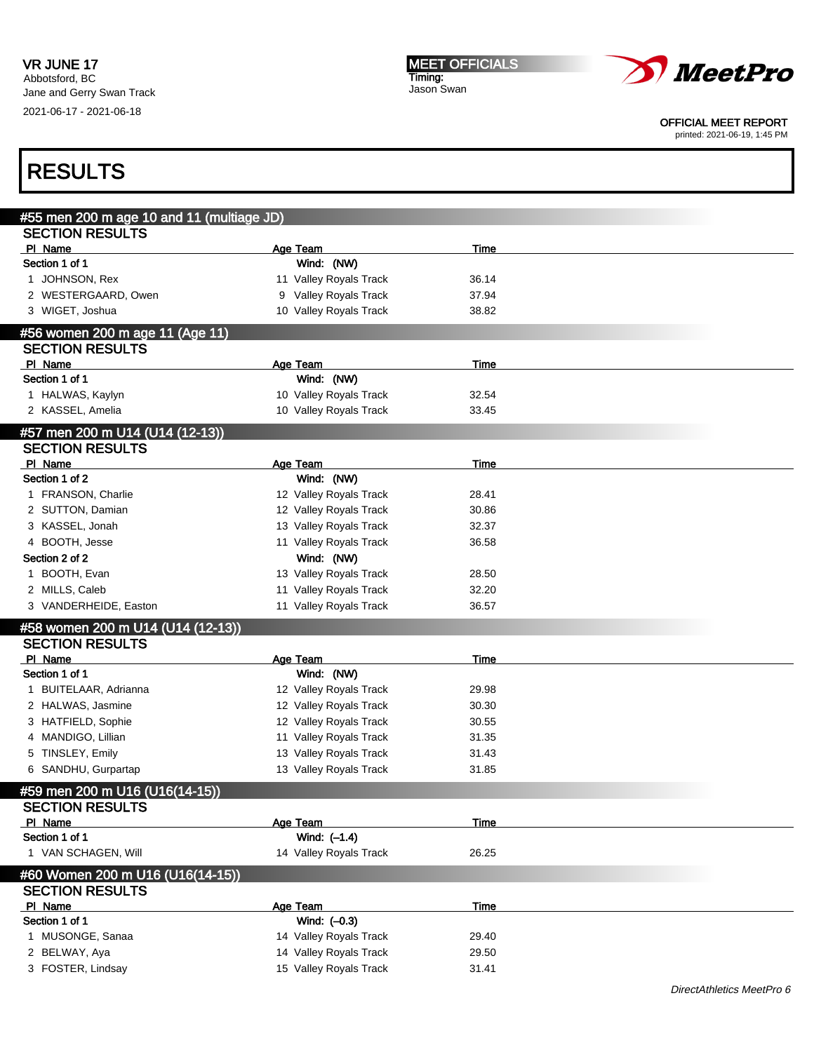VR JUNE 17
Abbotsford, BC
Jane and Gerry Swan Track
2021-06-17 - 2021-06-18

MEET OFFICIALS
Timing:
Jason Swan

OFFICIAL MEET REPORT
printed: 2021-06-19, 1:45 PM

# RESULTS

## #55 men 200 m age 10 and 11 (multiage JD)

### SECTION RESULTS

| Pl | Name | Age | Team | Time |
|---|---|---|---|---|
| **Section 1 of 1** | | | **Wind: (NW)** | |
| 1 | JOHNSON, Rex | 11 | Valley Royals Track | 36.14 |
| 2 | WESTERGAARD, Owen | 9 | Valley Royals Track | 37.94 |
| 3 | WIGET, Joshua | 10 | Valley Royals Track | 38.82 |

## #56 women 200 m age 11 (Age 11)

### SECTION RESULTS

| Pl | Name | Age | Team | Time |
|---|---|---|---|---|
| **Section 1 of 1** | | | **Wind: (NW)** | |
| 1 | HALWAS, Kaylyn | 10 | Valley Royals Track | 32.54 |
| 2 | KASSEL, Amelia | 10 | Valley Royals Track | 33.45 |

## #57 men 200 m U14 (U14 (12-13))

### SECTION RESULTS

| Pl | Name | Age | Team | Time |
|---|---|---|---|---|
| **Section 1 of 2** | | | **Wind: (NW)** | |
| 1 | FRANSON, Charlie | 12 | Valley Royals Track | 28.41 |
| 2 | SUTTON, Damian | 12 | Valley Royals Track | 30.86 |
| 3 | KASSEL, Jonah | 13 | Valley Royals Track | 32.37 |
| 4 | BOOTH, Jesse | 11 | Valley Royals Track | 36.58 |
| **Section 2 of 2** | | | **Wind: (NW)** | |
| 1 | BOOTH, Evan | 13 | Valley Royals Track | 28.50 |
| 2 | MILLS, Caleb | 11 | Valley Royals Track | 32.20 |
| 3 | VANDERHEIDE, Easton | 11 | Valley Royals Track | 36.57 |

## #58 women 200 m U14 (U14 (12-13))

### SECTION RESULTS

| Pl | Name | Age | Team | Time |
|---|---|---|---|---|
| **Section 1 of 1** | | | **Wind: (NW)** | |
| 1 | BUITELAAR, Adrianna | 12 | Valley Royals Track | 29.98 |
| 2 | HALWAS, Jasmine | 12 | Valley Royals Track | 30.30 |
| 3 | HATFIELD, Sophie | 12 | Valley Royals Track | 30.55 |
| 4 | MANDIGO, Lillian | 11 | Valley Royals Track | 31.35 |
| 5 | TINSLEY, Emily | 13 | Valley Royals Track | 31.43 |
| 6 | SANDHU, Gurpartap | 13 | Valley Royals Track | 31.85 |

## #59 men 200 m U16 (U16(14-15))

### SECTION RESULTS

| Pl | Name | Age | Team | Time |
|---|---|---|---|---|
| **Section 1 of 1** | | | **Wind: (–1.4)** | |
| 1 | VAN SCHAGEN, Will | 14 | Valley Royals Track | 26.25 |

## #60 Women 200 m U16 (U16(14-15))

### SECTION RESULTS

| Pl | Name | Age | Team | Time |
|---|---|---|---|---|
| **Section 1 of 1** | | | **Wind: (–0.3)** | |
| 1 | MUSONGE, Sanaa | 14 | Valley Royals Track | 29.40 |
| 2 | BELWAY, Aya | 14 | Valley Royals Track | 29.50 |
| 3 | FOSTER, Lindsay | 15 | Valley Royals Track | 31.41 |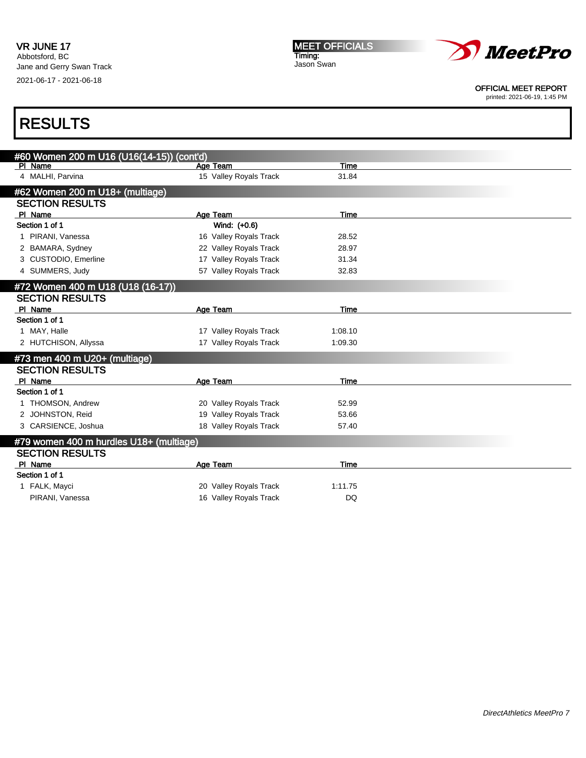## RESULTS

### #60 Women 200 m U16 (U16(14-15)) (cont'd)

| Pl | Name | Age | Team | Time |
|---|---|---|---|---|
| 4 | MALHI, Parvina | 15 | Valley Royals Track | 31.84 |

### #62 Women 200 m U18+ (multiage)

**SECTION RESULTS**

Section 1 of 1 — Wind: (+0.6)

| Pl | Name | Age | Team | Time |
|---|---|---|---|---|
| 1 | PIRANI, Vanessa | 16 | Valley Royals Track | 28.52 |
| 2 | BAMARA, Sydney | 22 | Valley Royals Track | 28.97 |
| 3 | CUSTODIO, Emerline | 17 | Valley Royals Track | 31.34 |
| 4 | SUMMERS, Judy | 57 | Valley Royals Track | 32.83 |

### #72 Women 400 m U18 (U18 (16-17))

**SECTION RESULTS**

Section 1 of 1

| Pl | Name | Age | Team | Time |
|---|---|---|---|---|
| 1 | MAY, Halle | 17 | Valley Royals Track | 1:08.10 |
| 2 | HUTCHISON, Allyssa | 17 | Valley Royals Track | 1:09.30 |

### #73 men 400 m U20+ (multiage)

**SECTION RESULTS**

Section 1 of 1

| Pl | Name | Age | Team | Time |
|---|---|---|---|---|
| 1 | THOMSON, Andrew | 20 | Valley Royals Track | 52.99 |
| 2 | JOHNSTON, Reid | 19 | Valley Royals Track | 53.66 |
| 3 | CARSIENCE, Joshua | 18 | Valley Royals Track | 57.40 |

### #79 women 400 m hurdles U18+ (multiage)

**SECTION RESULTS**

Section 1 of 1

| Pl | Name | Age | Team | Time |
|---|---|---|---|---|
| 1 | FALK, Mayci | 20 | Valley Royals Track | 1:11.75 |
| | PIRANI, Vanessa | 16 | Valley Royals Track | DQ |